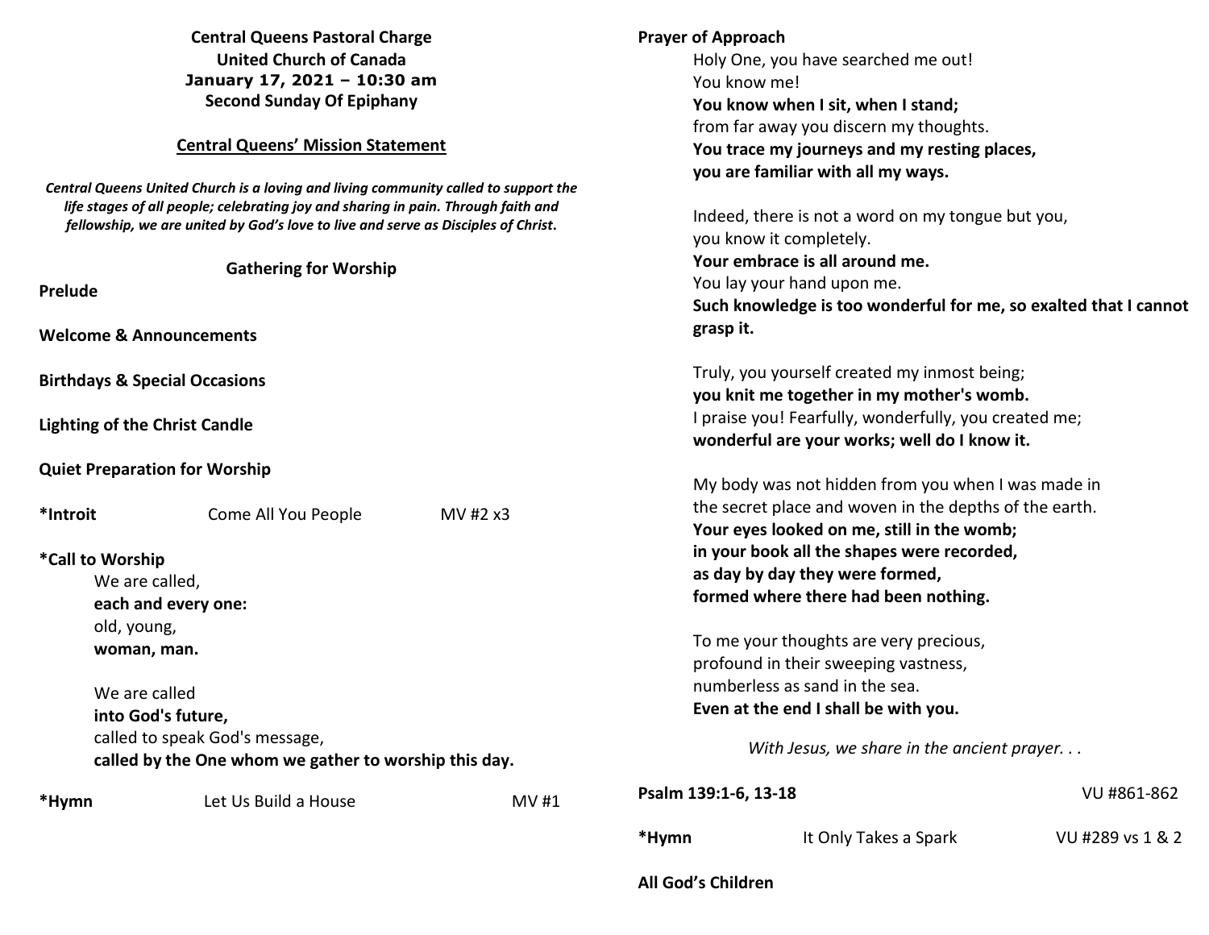**Central Queens Pastoral Charge**
**United Church of Canada**
**January 17, 2021 – 10:30 am**
**Second Sunday Of Epiphany**

**Central Queens' Mission Statement**

***Central Queens United Church is a loving and living community called to support the life stages of all people; celebrating joy and sharing in pain. Through faith and fellowship, we are united by God's love to live and serve as Disciples of Christ.***

**Gathering for Worship**

**Prelude**

**Welcome & Announcements**

**Birthdays & Special Occasions**

**Lighting of the Christ Candle**

**Quiet Preparation for Worship**

**\*Introit** Come All You People MV #2 x3

**\*Call to Worship**

We are called,
**each and every one:**
old, young,
**woman, man.**

We are called
**into God's future,**
called to speak God's message,
**called by the One whom we gather to worship this day.**

**\*Hymn** Let Us Build a House MV #1

**Prayer of Approach**

Holy One, you have searched me out!
You know me!
**You know when I sit, when I stand;**
from far away you discern my thoughts.
**You trace my journeys and my resting places,**
**you are familiar with all my ways.**

Indeed, there is not a word on my tongue but you,
you know it completely.
**Your embrace is all around me.**
You lay your hand upon me.
**Such knowledge is too wonderful for me, so exalted that I cannot grasp it.**

Truly, you yourself created my inmost being;
**you knit me together in my mother's womb.**
I praise you! Fearfully, wonderfully, you created me;
**wonderful are your works; well do I know it.**

My body was not hidden from you when I was made in
the secret place and woven in the depths of the earth.
**Your eyes looked on me, still in the womb;**
**in your book all the shapes were recorded,**
**as day by day they were formed,**
**formed where there had been nothing.**

To me your thoughts are very precious,
profound in their sweeping vastness,
numberless as sand in the sea.
**Even at the end I shall be with you.**

*With Jesus, we share in the ancient prayer. . .*

**Psalm 139:1-6, 13-18** VU #861-862

**\*Hymn** It Only Takes a Spark VU #289 vs 1 & 2

**All God's Children**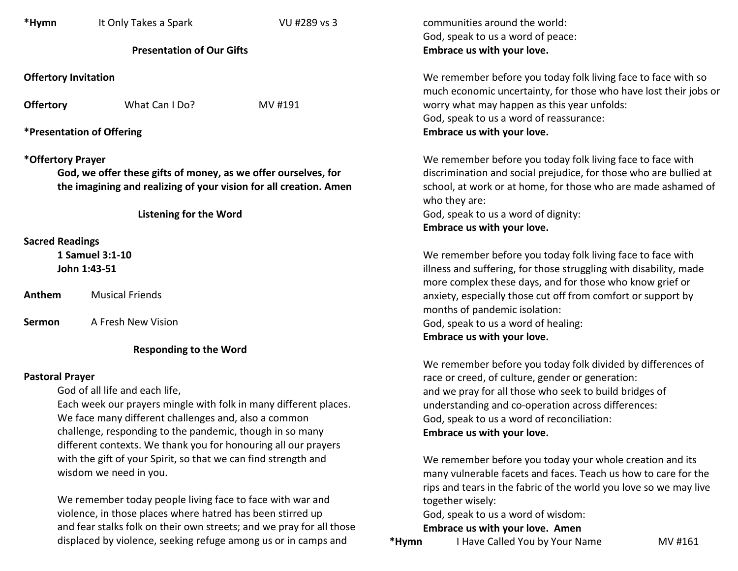**\*Hymn** It Only Takes a Spark VU #289 vs 3

**Presentation of Our Gifts**

**Offertory Invitation**

**Offertory** What Can I Do? MV #191

**\*Presentation of Offering**

**\*Offertory Prayer**

**God, we offer these gifts of money, as we offer ourselves, for the imagining and realizing of your vision for all creation. Amen**

**Listening for the Word**

**Sacred Readings**

**1 Samuel 3:1-10**
**John 1:43-51**

**Anthem** Musical Friends

**Sermon** A Fresh New Vision

**Responding to the Word**

**Pastoral Prayer**

God of all life and each life,
Each week our prayers mingle with folk in many different places. We face many different challenges and, also a common challenge, responding to the pandemic, though in so many different contexts. We thank you for honouring all our prayers with the gift of your Spirit, so that we can find strength and wisdom we need in you.

We remember today people living face to face with war and violence, in those places where hatred has been stirred up and fear stalks folk on their own streets; and we pray for all those displaced by violence, seeking refuge among us or in camps and communities around the world:
God, speak to us a word of peace:
**Embrace us with your love.**

We remember before you today folk living face to face with so much economic uncertainty, for those who have lost their jobs or worry what may happen as this year unfolds:
God, speak to us a word of reassurance:
**Embrace us with your love.**

We remember before you today folk living face to face with discrimination and social prejudice, for those who are bullied at school, at work or at home, for those who are made ashamed of who they are:
God, speak to us a word of dignity:
**Embrace us with your love.**

We remember before you today folk living face to face with illness and suffering, for those struggling with disability, made more complex these days, and for those who know grief or anxiety, especially those cut off from comfort or support by months of pandemic isolation:
God, speak to us a word of healing:
**Embrace us with your love.**

We remember before you today folk divided by differences of race or creed, of culture, gender or generation:
and we pray for all those who seek to build bridges of understanding and co-operation across differences:
God, speak to us a word of reconciliation:
**Embrace us with your love.**

We remember before you today your whole creation and its many vulnerable facets and faces. Teach us how to care for the rips and tears in the fabric of the world you love so we may live together wisely:
God, speak to us a word of wisdom:
**Embrace us with your love. Amen**

**\*Hymn** I Have Called You by Your Name MV #161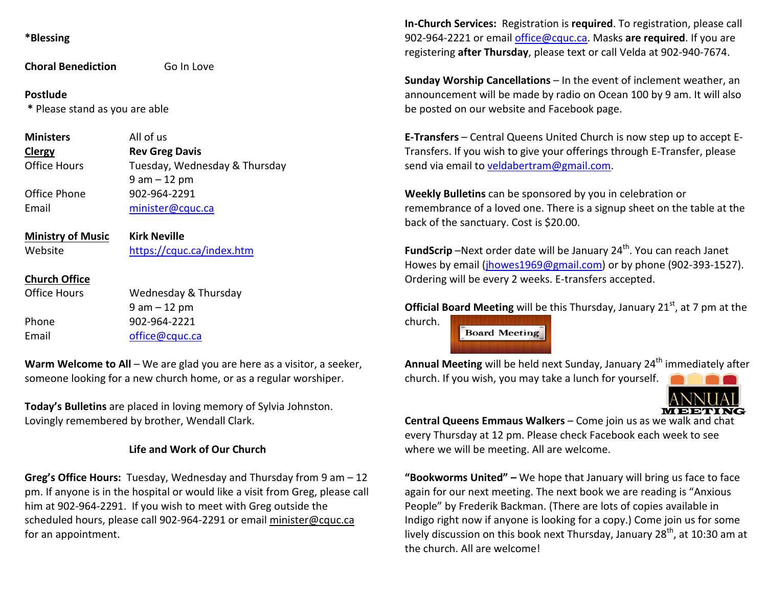**\*Blessing**

**Choral Benediction** Go In Love

**Postlude**

\* Please stand as you are able

| | |
|---|---|
| **Ministers** | All of us |
| **Clergy** | **Rev Greg Davis** |
| Office Hours | Tuesday, Wednesday & Thursday 9 am – 12 pm |
| Office Phone | 902-964-2291 |
| Email | minister@cquc.ca |
| **Ministry of Music** | **Kirk Neville** |
| Website | https://cquc.ca/index.htm |
| **Church Office** | |
| Office Hours | Wednesday & Thursday 9 am – 12 pm |
| Phone | 902-964-2221 |
| Email | office@cquc.ca |

**Warm Welcome to All** – We are glad you are here as a visitor, a seeker, someone looking for a new church home, or as a regular worshiper.

**Today's Bulletins** are placed in loving memory of Sylvia Johnston. Lovingly remembered by brother, Wendall Clark.

## Life and Work of Our Church

**Greg's Office Hours:** Tuesday, Wednesday and Thursday from 9 am – 12 pm. If anyone is in the hospital or would like a visit from Greg, please call him at 902-964-2291. If you wish to meet with Greg outside the scheduled hours, please call 902-964-2291 or email minister@cquc.ca for an appointment.

**In-Church Services:** Registration is **required**. To registration, please call 902-964-2221 or email office@cquc.ca. Masks **are required**. If you are registering **after Thursday**, please text or call Velda at 902-940-7674.

**Sunday Worship Cancellations** – In the event of inclement weather, an announcement will be made by radio on Ocean 100 by 9 am. It will also be posted on our website and Facebook page.

**E-Transfers** – Central Queens United Church is now step up to accept E-Transfers. If you wish to give your offerings through E-Transfer, please send via email to veldabertram@gmail.com.

**Weekly Bulletins** can be sponsored by you in celebration or remembrance of a loved one. There is a signup sheet on the table at the back of the sanctuary. Cost is $20.00.

**FundScrip** –Next order date will be January 24th. You can reach Janet Howes by email (jhowes1969@gmail.com) or by phone (902-393-1527). Ordering will be every 2 weeks. E-transfers accepted.

**Official Board Meeting** will be this Thursday, January 21st, at 7 pm at the church.

**Annual Meeting** will be held next Sunday, January 24th immediately after church. If you wish, you may take a lunch for yourself.

**Central Queens Emmaus Walkers** – Come join us as we walk and chat every Thursday at 12 pm. Please check Facebook each week to see where we will be meeting. All are welcome.

**"Bookworms United" –** We hope that January will bring us face to face again for our next meeting. The next book we are reading is "Anxious People" by Frederik Backman. (There are lots of copies available in Indigo right now if anyone is looking for a copy.) Come join us for some lively discussion on this book next Thursday, January 28th, at 10:30 am at the church. All are welcome!